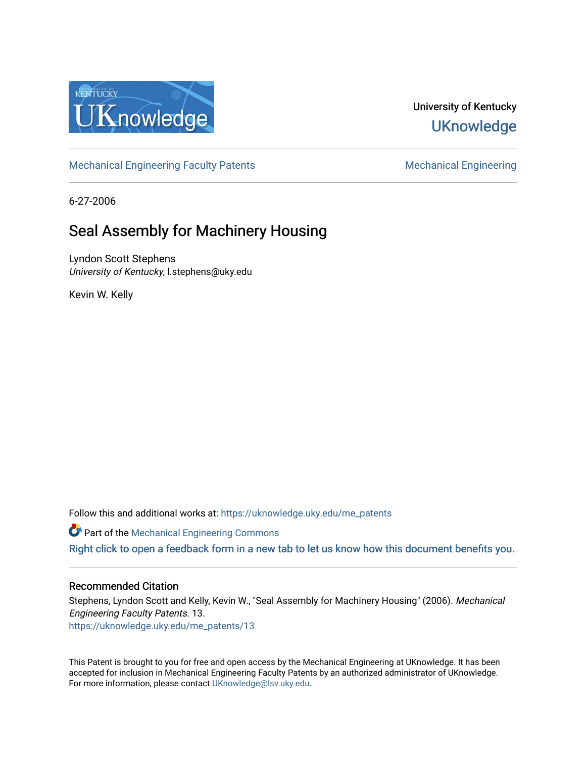University of Kentucky

UKnowledge

Mechanical Engineering Faculty Patents

Mechanical Engineering

6-27-2006

# Seal Assembly for Machinery Housing

Lyndon Scott Stephens
*University of Kentucky*, l.stephens@uky.edu

Kevin W. Kelly

Follow this and additional works at: https://uknowledge.uky.edu/me_patents

Part of the Mechanical Engineering Commons

Right click to open a feedback form in a new tab to let us know how this document benefits you.

## Recommended Citation

Stephens, Lyndon Scott and Kelly, Kevin W., "Seal Assembly for Machinery Housing" (2006). *Mechanical Engineering Faculty Patents*. 13.
https://uknowledge.uky.edu/me_patents/13

This Patent is brought to you for free and open access by the Mechanical Engineering at UKnowledge. It has been accepted for inclusion in Mechanical Engineering Faculty Patents by an authorized administrator of UKnowledge. For more information, please contact UKnowledge@lsv.uky.edu.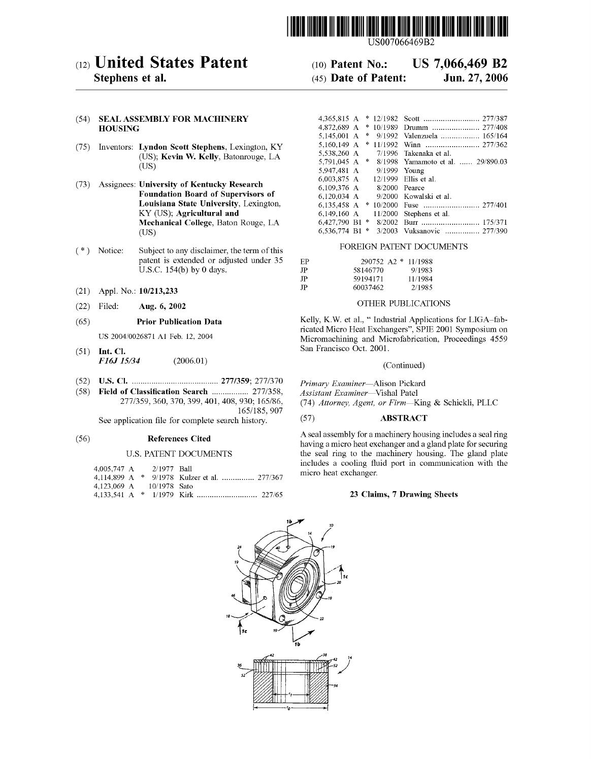# (12) United States Patent

**Stephens et al.**

(10) **Patent No.: US 7,066,469 B2**

(45) **Date of Patent: Jun. 27, 2006**

US007066469B2

(54) **SEAL ASSEMBLY FOR MACHINERY HOUSING**

(75) Inventors: **Lyndon Scott Stephens**, Lexington, KY (US); **Kevin W. Kelly**, Batonrouge, LA (US)

(73) Assignees: **University of Kentucky Research Foundation Board of Supervisors of Louisiana State University**, Lexington, KY (US); **Agricultural and Mechanical College**, Baton Rouge, LA (US)

(*) Notice: Subject to any disclaimer, the term of this patent is extended or adjusted under 35 U.S.C. 154(b) by 0 days.

(21) Appl. No.: **10/213,233**

(22) Filed: **Aug. 6, 2002**

(65) **Prior Publication Data**

US 2004/0026871 A1 Feb. 12, 2004

(51) **Int. Cl.**
*F16J 15/34* (2006.01)

(52) **U.S. Cl.** .......................................... **277/359**; 277/370

(58) **Field of Classification Search** ................. 277/358, 277/359, 360, 370, 399, 401, 408, 930; 165/86, 165/185, 907

See application file for complete search history.

(56) **References Cited**

U.S. PATENT DOCUMENTS

| | | | | |
|---|---|---|---|---|
| 4,005,747 A | | 2/1977 | Ball | |
| 4,114,899 A | * | 9/1978 | Kulzer et al. | 277/367 |
| 4,123,069 A | | 10/1978 | Sato | |
| 4,133,541 A | * | 1/1979 | Kirk | 227/65 |
| 4,365,815 A | * | 12/1982 | Scott | 277/387 |
| 4,872,689 A | * | 10/1989 | Drumm | 277/408 |
| 5,145,001 A | * | 9/1992 | Valenzuela | 165/164 |
| 5,160,149 A | * | 11/1992 | Winn | 277/362 |
| 5,538,260 A | | 7/1996 | Takenaka et al. | |
| 5,791,045 A | * | 8/1998 | Yamamoto et al. | 29/890.03 |
| 5,947,481 A | | 9/1999 | Young | |
| 6,003,875 A | | 12/1999 | Ellis et al. | |
| 6,109,376 A | | 8/2000 | Pearce | |
| 6,120,034 A | | 9/2000 | Kowalski et al. | |
| 6,135,458 A | * | 10/2000 | Fuse | 277/401 |
| 6,149,160 A | | 11/2000 | Stephens et al. | |
| 6,427,790 B1 | * | 8/2002 | Burr | 175/371 |
| 6,536,774 B1 | * | 3/2003 | Vuksanovic | 277/390 |

FOREIGN PATENT DOCUMENTS

| | | |
|---|---|---|
| EP | 290752 A2 * | 11/1988 |
| JP | 58146770 | 9/1983 |
| JP | 59194171 | 11/1984 |
| JP | 60037462 | 2/1985 |

OTHER PUBLICATIONS

Kelly, K.W. et al., " Industrial Applications for LIGA–fabricated Micro Heat Exchangers", SPIE 2001 Symposium on Micromachining and Microfabrication, Proceedings 4559 San Francisco Oct. 2001.

(Continued)

*Primary Examiner*—Alison Pickard
*Assistant Examiner*—Vishal Patel
(74) *Attorney, Agent, or Firm*—King & Schickli, PLLC

(57) **ABSTRACT**

A seal assembly for a machinery housing includes a seal ring having a micro heat exchanger and a gland plate for securing the seal ring to the machinery housing. The gland plate includes a cooling fluid port in communication with the micro heat exchanger.

**23 Claims, 7 Drawing Sheets**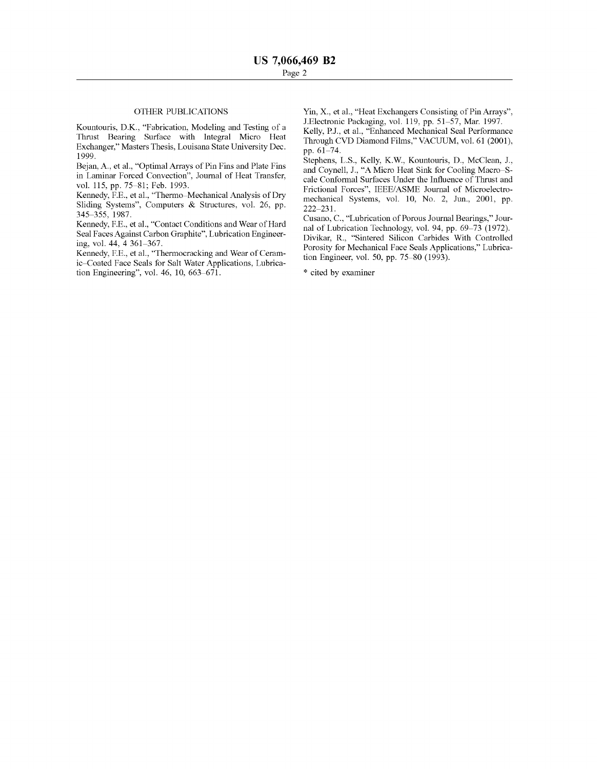## OTHER PUBLICATIONS

Kountouris, D.K., "Fabrication, Modeling and Testing of a Thrust Bearing Surface with Integral Micro Heat Exchanger," Masters Thesis, Louisana State University Dec. 1999.

Bejan, A., et al., "Optimal Arrays of Pin Fins and Plate Fins in Laminar Forced Convection", Journal of Heat Transfer, vol. 115, pp. 75–81; Feb. 1993.

Kennedy, F.E., et al., "Thermo-Mechanical Analysis of Dry Sliding Systems", Computers & Structures, vol. 26, pp. 345–355, 1987.

Kennedy, F.E., et al., "Contact Conditions and Wear of Hard Seal Faces Against Carbon Graphite", Lubrication Engineering, vol. 44, 4 361–367.

Kennedy, F.E., et al., "Thermocracking and Wear of Ceramic-Coated Face Seals for Salt Water Applications, Lubrication Engineering", vol. 46, 10, 663–671.

Yin, X., et al., "Heat Exchangers Consisting of Pin Arrays", J.Electronic Packaging, vol. 119, pp. 51–57, Mar. 1997.

Kelly, P.J., et al., "Enhanced Mechanical Seal Performance Through CVD Diamond Films," VACUUM, vol. 61 (2001), pp. 61–74.

Stephens, L.S., Kelly, K.W., Kountouris, D., McClean, J., and Coynell, J., "A Micro Heat Sink for Cooling Macro-Scale Conformal Surfaces Under the Influence of Thrust and Frictional Forces", IEEE/ASME Journal of Microelectromechanical Systems, vol. 10, No. 2, Jun., 2001, pp. 222–231.

Cusano, C., "Lubrication of Porous Journal Bearings," Journal of Lubrication Technology, vol. 94, pp. 69–73 (1972).

Divikar, R., "Sintered Silicon Carbides With Controlled Porosity for Mechanical Face Seals Applications," Lubrication Engineer, vol. 50, pp. 75–80 (1993).

* cited by examiner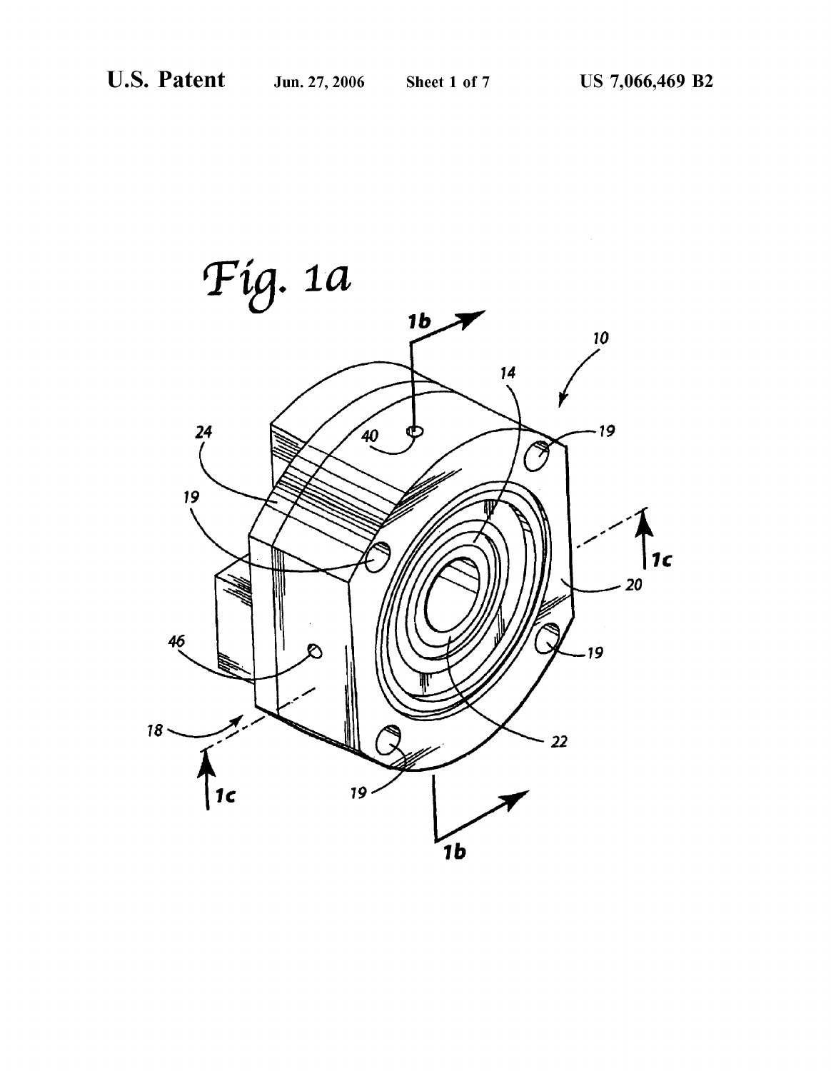Fig. 1a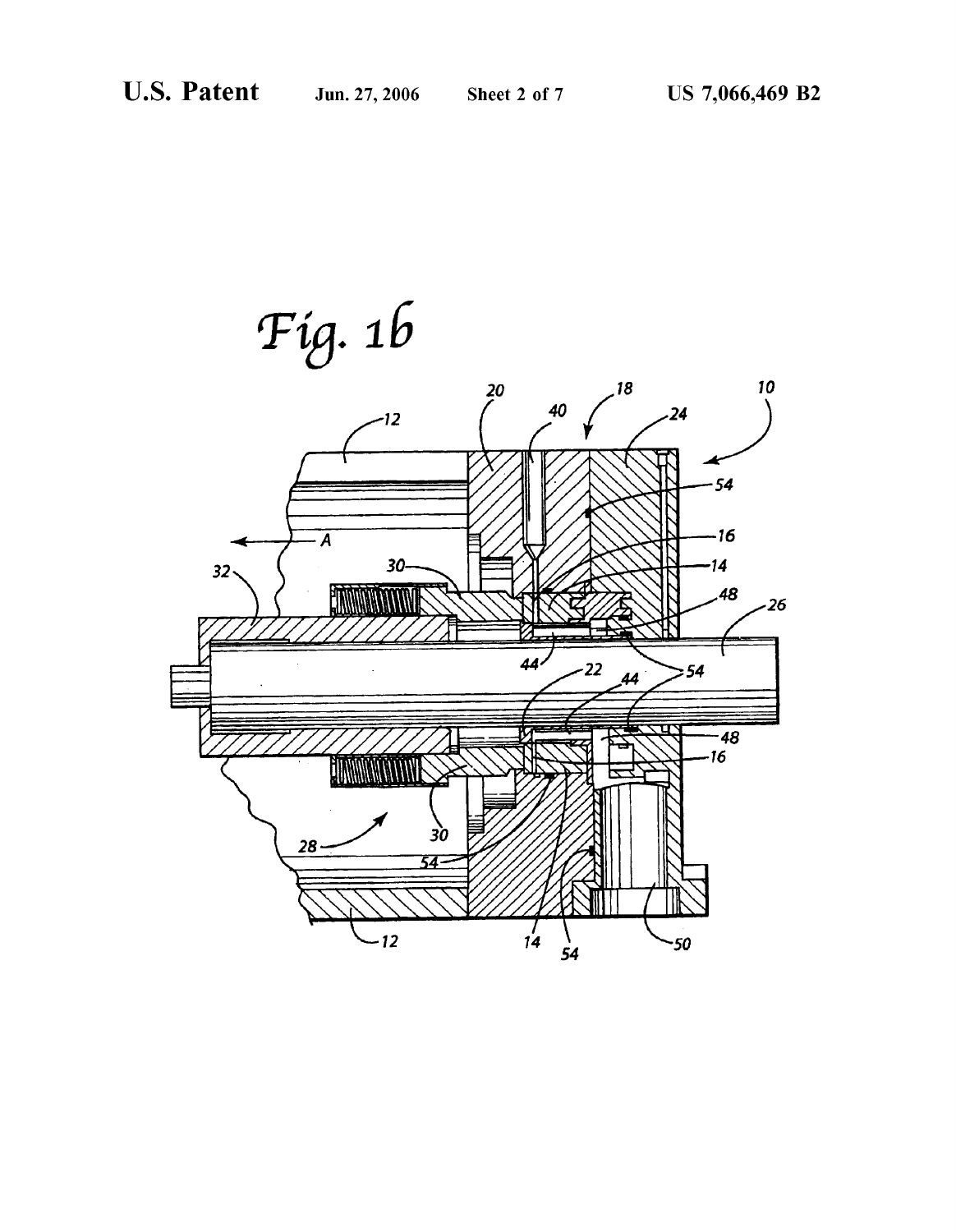Fig. 1b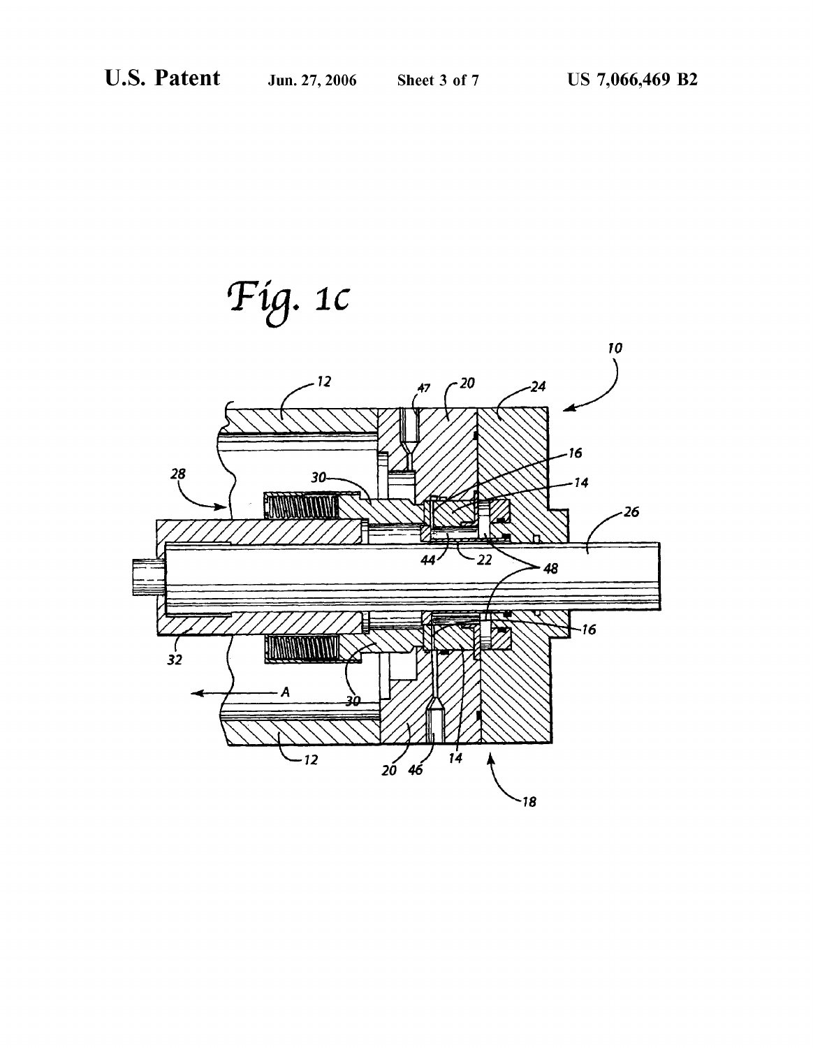Fig. 1c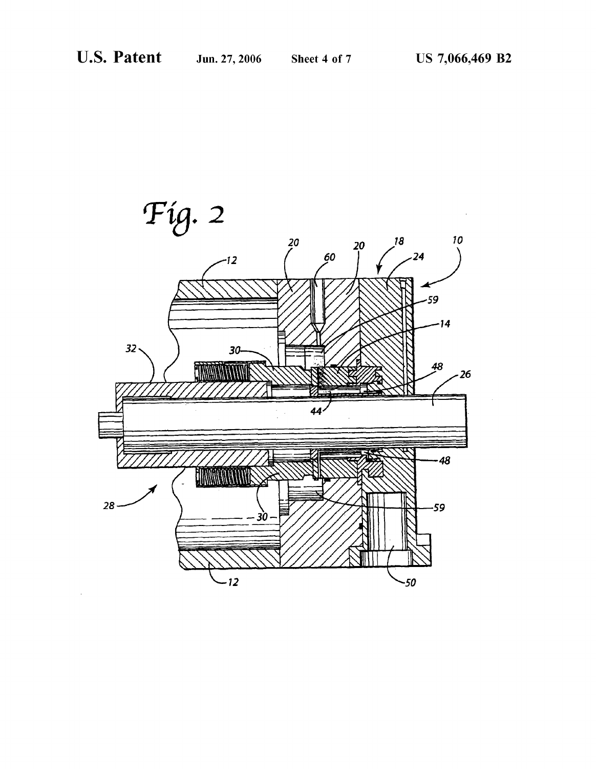Fig. 2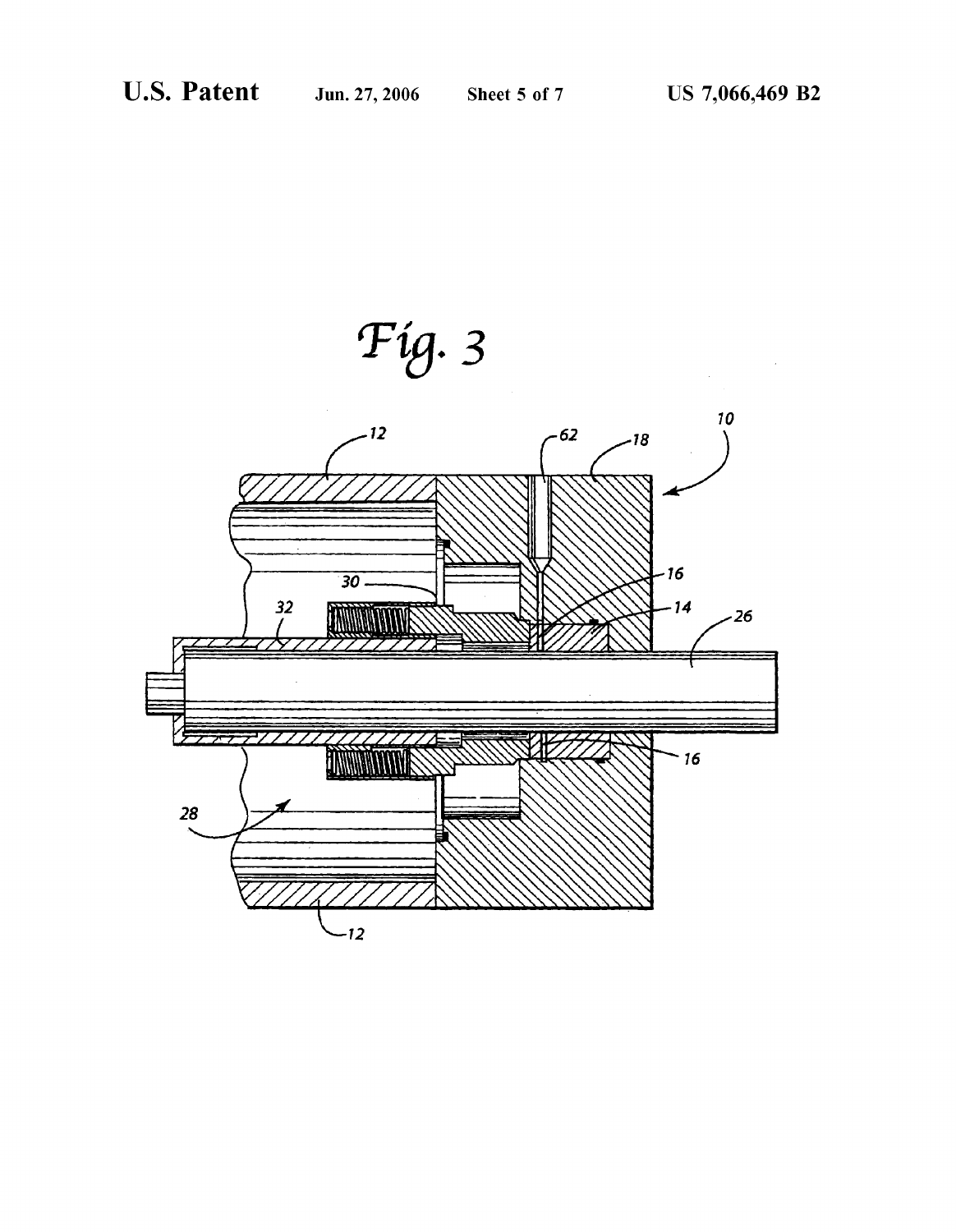*Fig. 3*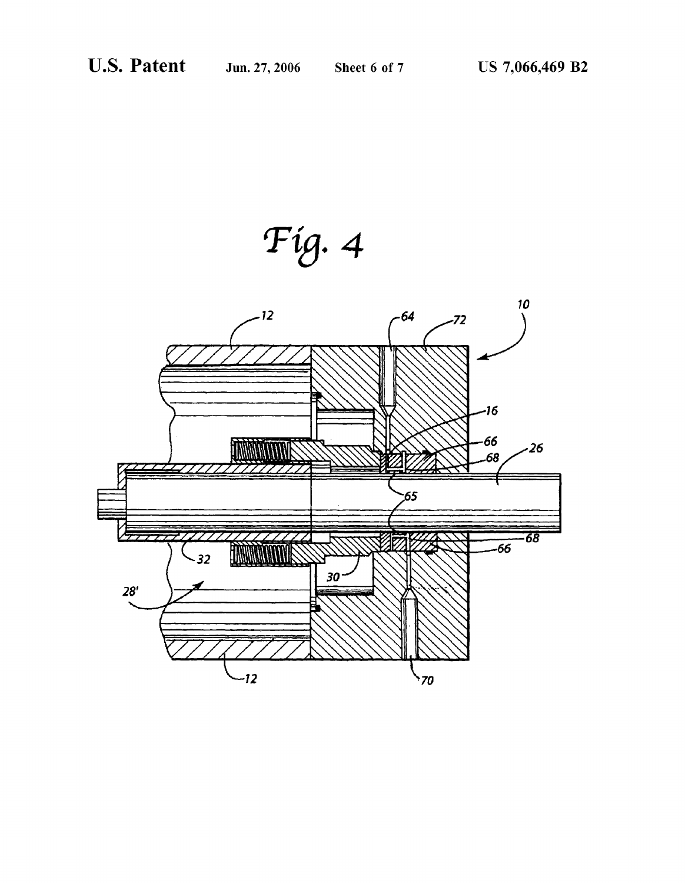Fig. 4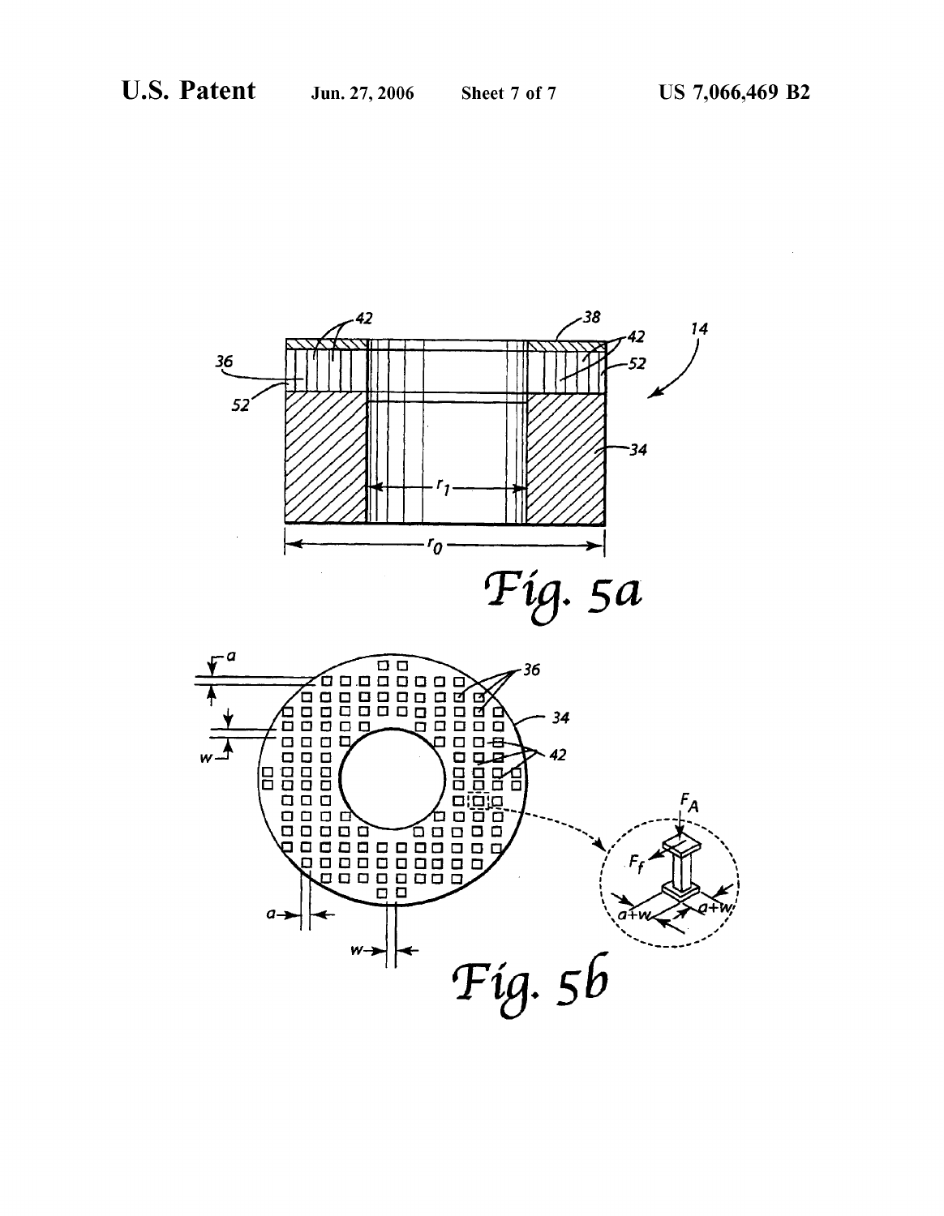Fig. 5a

Fig. 5b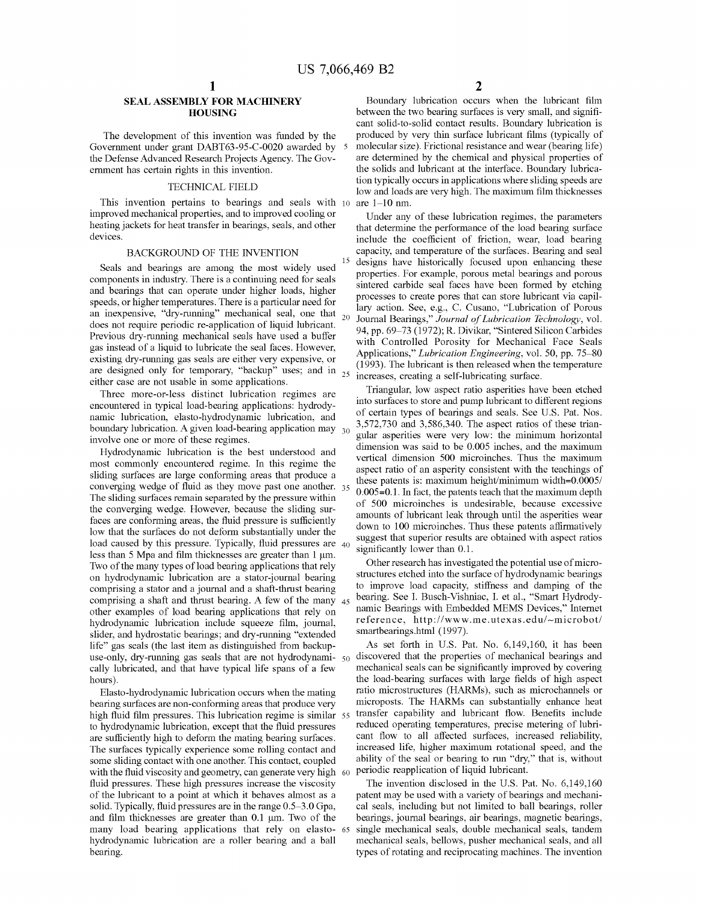## SEAL ASSEMBLY FOR MACHINERY HOUSING

The development of this invention was funded by the Government under grant DABT63-95-C-0020 awarded by the Defense Advanced Research Projects Agency. The Government has certain rights in this invention.

### TECHNICAL FIELD

This invention pertains to bearings and seals with improved mechanical properties, and to improved cooling or heating jackets for heat transfer in bearings, seals, and other devices.

### BACKGROUND OF THE INVENTION

Seals and bearings are among the most widely used components in industry. There is a continuing need for seals and bearings that can operate under higher loads, higher speeds, or higher temperatures. There is a particular need for an inexpensive, "dry-running" mechanical seal, one that does not require periodic re-application of liquid lubricant. Previous dry-running mechanical seals have used a buffer gas instead of a liquid to lubricate the seal faces. However, existing dry-running gas seals are either very expensive, or are designed only for temporary, "backup" uses; and in either case are not usable in some applications.

Three more-or-less distinct lubrication regimes are encountered in typical load-bearing applications: hydrodynamic lubrication, elasto-hydrodynamic lubrication, and boundary lubrication. A given load-bearing application may involve one or more of these regimes.

Hydrodynamic lubrication is the best understood and most commonly encountered regime. In this regime the sliding surfaces are large conforming areas that produce a converging wedge of fluid as they move past one another. The sliding surfaces remain separated by the pressure within the converging wedge. However, because the sliding surfaces are conforming areas, the fluid pressure is sufficiently low that the surfaces do not deform substantially under the load caused by this pressure. Typically, fluid pressures are less than 5 Mpa and film thicknesses are greater than 1 μm. Two of the many types of load bearing applications that rely on hydrodynamic lubrication are a stator-journal bearing comprising a stator and a journal and a shaft-thrust bearing comprising a shaft and thrust bearing. A few of the many other examples of load bearing applications that rely on hydrodynamic lubrication include squeeze film, journal, slider, and hydrostatic bearings; and dry-running "extended life" gas seals (the last item as distinguished from backup-use-only, dry-running gas seals that are not hydrodynamically lubricated, and that have typical life spans of a few hours).

Elasto-hydrodynamic lubrication occurs when the mating bearing surfaces are non-conforming areas that produce very high fluid film pressures. This lubrication regime is similar to hydrodynamic lubrication, except that the fluid pressures are sufficiently high to deform the mating bearing surfaces. The surfaces typically experience some rolling contact and some sliding contact with one another. This contact, coupled with the fluid viscosity and geometry, can generate very high fluid pressures. These high pressures increase the viscosity of the lubricant to a point at which it behaves almost as a solid. Typically, fluid pressures are in the range 0.5–3.0 Gpa, and film thicknesses are greater than 0.1 μm. Two of the many load bearing applications that rely on elasto-hydrodynamic lubrication are a roller bearing and a ball bearing.

Boundary lubrication occurs when the lubricant film between the two bearing surfaces is very small, and significant solid-to-solid contact results. Boundary lubrication is produced by very thin surface lubricant films (typically of molecular size). Frictional resistance and wear (bearing life) are determined by the chemical and physical properties of the solids and lubricant at the interface. Boundary lubrication typically occurs in applications where sliding speeds are low and loads are very high. The maximum film thicknesses are 1–10 nm.

Under any of these lubrication regimes, the parameters that determine the performance of the load bearing surface include the coefficient of friction, wear, load bearing capacity, and temperature of the surfaces. Bearing and seal designs have historically focused upon enhancing these properties. For example, porous metal bearings and porous sintered carbide seal faces have been formed by etching processes to create pores that can store lubricant via capillary action. See, e.g., C. Cusano, "Lubrication of Porous Journal Bearings," *Journal of Lubrication Technology*, vol. 94, pp. 69–73 (1972); R. Divikar, "Sintered Silicon Carbides with Controlled Porosity for Mechanical Face Seals Applications," *Lubrication Engineering*, vol. 50, pp. 75–80 (1993). The lubricant is then released when the temperature increases, creating a self-lubricating surface.

Triangular, low aspect ratio asperities have been etched into surfaces to store and pump lubricant to different regions of certain types of bearings and seals. See U.S. Pat. Nos. 3,572,730 and 3,586,340. The aspect ratios of these triangular asperities were very low: the minimum horizontal dimension was said to be 0.005 inches, and the maximum vertical dimension 500 microinches. Thus the maximum aspect ratio of an asperity consistent with the teachings of these patents is: maximum height/minimum width=0.0005/0.005=0.1. In fact, the patents teach that the maximum depth of 500 microinches is undesirable, because excessive amounts of lubricant leak through until the asperities wear down to 100 microinches. Thus these patents affirmatively suggest that superior results are obtained with aspect ratios significantly lower than 0.1.

Other research has investigated the potential use of microstructures etched into the surface of hydrodynamic bearings to improve load capacity, stiffness and damping of the bearing. See I. Busch-Vishniac, I. et al., "Smart Hydrodynamic Bearings with Embedded MEMS Devices," Internet reference, http://www.me.utexas.edu/~microbot/smartbearings.html (1997).

As set forth in U.S. Pat. No. 6,149,160, it has been discovered that the properties of mechanical bearings and mechanical seals can be significantly improved by covering the load-bearing surfaces with large fields of high aspect ratio microstructures (HARMs), such as microchannels or microposts. The HARMs can substantially enhance heat transfer capability and lubricant flow. Benefits include reduced operating temperatures, precise metering of lubricant flow to all affected surfaces, increased reliability, increased life, higher maximum rotational speed, and the ability of the seal or bearing to run "dry," that is, without periodic reapplication of liquid lubricant.

The invention disclosed in the U.S. Pat. No. 6,149,160 patent may be used with a variety of bearings and mechanical seals, including but not limited to ball bearings, roller bearings, journal bearings, air bearings, magnetic bearings, single mechanical seals, double mechanical seals, tandem mechanical seals, bellows, pusher mechanical seals, and all types of rotating and reciprocating machines. The invention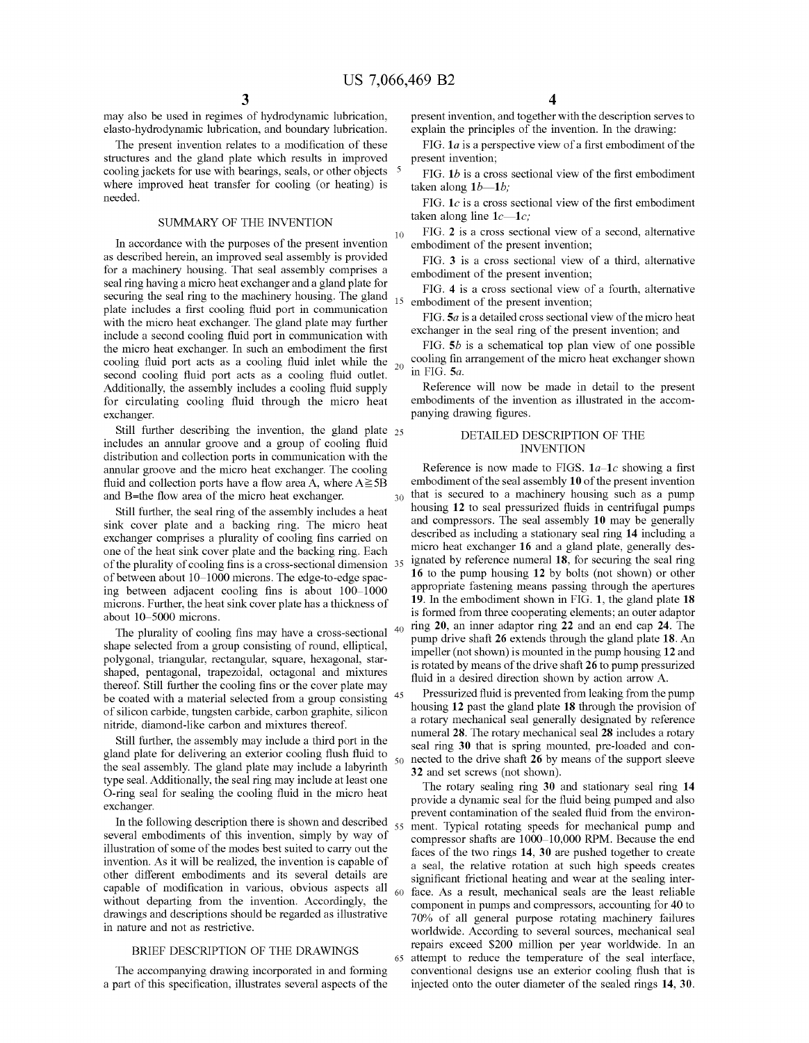may also be used in regimes of hydrodynamic lubrication, elasto-hydrodynamic lubrication, and boundary lubrication.

The present invention relates to a modification of these structures and the gland plate which results in improved cooling jackets for use with bearings, seals, or other objects where improved heat transfer for cooling (or heating) is needed.

## SUMMARY OF THE INVENTION

In accordance with the purposes of the present invention as described herein, an improved seal assembly is provided for a machinery housing. That seal assembly comprises a seal ring having a micro heat exchanger and a gland plate for securing the seal ring to the machinery housing. The gland plate includes a first cooling fluid port in communication with the micro heat exchanger. The gland plate may further include a second cooling fluid port in communication with the micro heat exchanger. In such an embodiment the first cooling fluid port acts as a cooling fluid inlet while the second cooling fluid port acts as a cooling fluid outlet. Additionally, the assembly includes a cooling fluid supply for circulating cooling fluid through the micro heat exchanger.

Still further describing the invention, the gland plate includes an annular groove and a group of cooling fluid distribution and collection ports in communication with the annular groove and the micro heat exchanger. The cooling fluid and collection ports have a flow area A, where $A \geqq 5B$ and B=the flow area of the micro heat exchanger.

Still further, the seal ring of the assembly includes a heat sink cover plate and a backing ring. The micro heat exchanger comprises a plurality of cooling fins carried on one of the heat sink cover plate and the backing ring. Each of the plurality of cooling fins is a cross-sectional dimension of between about 10–1000 microns. The edge-to-edge spacing between adjacent cooling fins is about 100–1000 microns. Further, the heat sink cover plate has a thickness of about 10–5000 microns.

The plurality of cooling fins may have a cross-sectional shape selected from a group consisting of round, elliptical, polygonal, triangular, rectangular, square, hexagonal, star-shaped, pentagonal, trapezoidal, octagonal and mixtures thereof. Still further the cooling fins or the cover plate may be coated with a material selected from a group consisting of silicon carbide, tungsten carbide, carbon graphite, silicon nitride, diamond-like carbon and mixtures thereof.

Still further, the assembly may include a third port in the gland plate for delivering an exterior cooling flush fluid to the seal assembly. The gland plate may include a labyrinth type seal. Additionally, the seal ring may include at least one O-ring seal for sealing the cooling fluid in the micro heat exchanger.

In the following description there is shown and described several embodiments of this invention, simply by way of illustration of some of the modes best suited to carry out the invention. As it will be realized, the invention is capable of other different embodiments and its several details are capable of modification in various, obvious aspects all without departing from the invention. Accordingly, the drawings and descriptions should be regarded as illustrative in nature and not as restrictive.

## BRIEF DESCRIPTION OF THE DRAWINGS

The accompanying drawing incorporated in and forming a part of this specification, illustrates several aspects of the present invention, and together with the description serves to explain the principles of the invention. In the drawing:

FIG. 1*a* is a perspective view of a first embodiment of the present invention;

FIG. 1*b* is a cross sectional view of the first embodiment taken along 1*b*—1*b*;

FIG. 1*c* is a cross sectional view of the first embodiment taken along line 1*c*—1*c*;

FIG. 2 is a cross sectional view of a second, alternative embodiment of the present invention;

FIG. 3 is a cross sectional view of a third, alternative embodiment of the present invention;

FIG. 4 is a cross sectional view of a fourth, alternative embodiment of the present invention;

FIG. 5*a* is a detailed cross sectional view of the micro heat exchanger in the seal ring of the present invention; and

FIG. 5*b* is a schematical top plan view of one possible cooling fin arrangement of the micro heat exchanger shown in FIG. 5*a*.

Reference will now be made in detail to the present embodiments of the invention as illustrated in the accompanying drawing figures.

## DETAILED DESCRIPTION OF THE INVENTION

Reference is now made to FIGS. 1*a*–1*c* showing a first embodiment of the seal assembly **10** of the present invention that is secured to a machinery housing such as a pump housing **12** to seal pressurized fluids in centrifugal pumps and compressors. The seal assembly **10** may be generally described as including a stationary seal ring **14** including a micro heat exchanger **16** and a gland plate, generally designated by reference numeral **18**, for securing the seal ring **16** to the pump housing **12** by bolts (not shown) or other appropriate fastening means passing through the apertures **19**. In the embodiment shown in FIG. 1, the gland plate **18** is formed from three cooperating elements; an outer adaptor ring **20**, an inner adaptor ring **22** and an end cap **24**. The pump drive shaft **26** extends through the gland plate **18**. An impeller (not shown) is mounted in the pump housing **12** and is rotated by means of the drive shaft **26** to pump pressurized fluid in a desired direction shown by action arrow A.

Pressurized fluid is prevented from leaking from the pump housing **12** past the gland plate **18** through the provision of a rotary mechanical seal generally designated by reference numeral **28**. The rotary mechanical seal **28** includes a rotary seal ring **30** that is spring mounted, pre-loaded and connected to the drive shaft **26** by means of the support sleeve **32** and set screws (not shown).

The rotary sealing ring **30** and stationary seal ring **14** provide a dynamic seal for the fluid being pumped and also prevent contamination of the sealed fluid from the environment. Typical rotating speeds for mechanical pump and compressor shafts are 1000–10,000 RPM. Because the end faces of the two rings **14**, **30** are pushed together to create a seal, the relative rotation at such high speeds creates significant frictional heating and wear at the sealing interface. As a result, mechanical seals are the least reliable component in pumps and compressors, accounting for 40 to 70% of all general purpose rotating machinery failures worldwide. According to several sources, mechanical seal repairs exceed $200 million per year worldwide. In an attempt to reduce the temperature of the seal interface, conventional designs use an exterior cooling flush that is injected onto the outer diameter of the sealed rings **14**, **30**.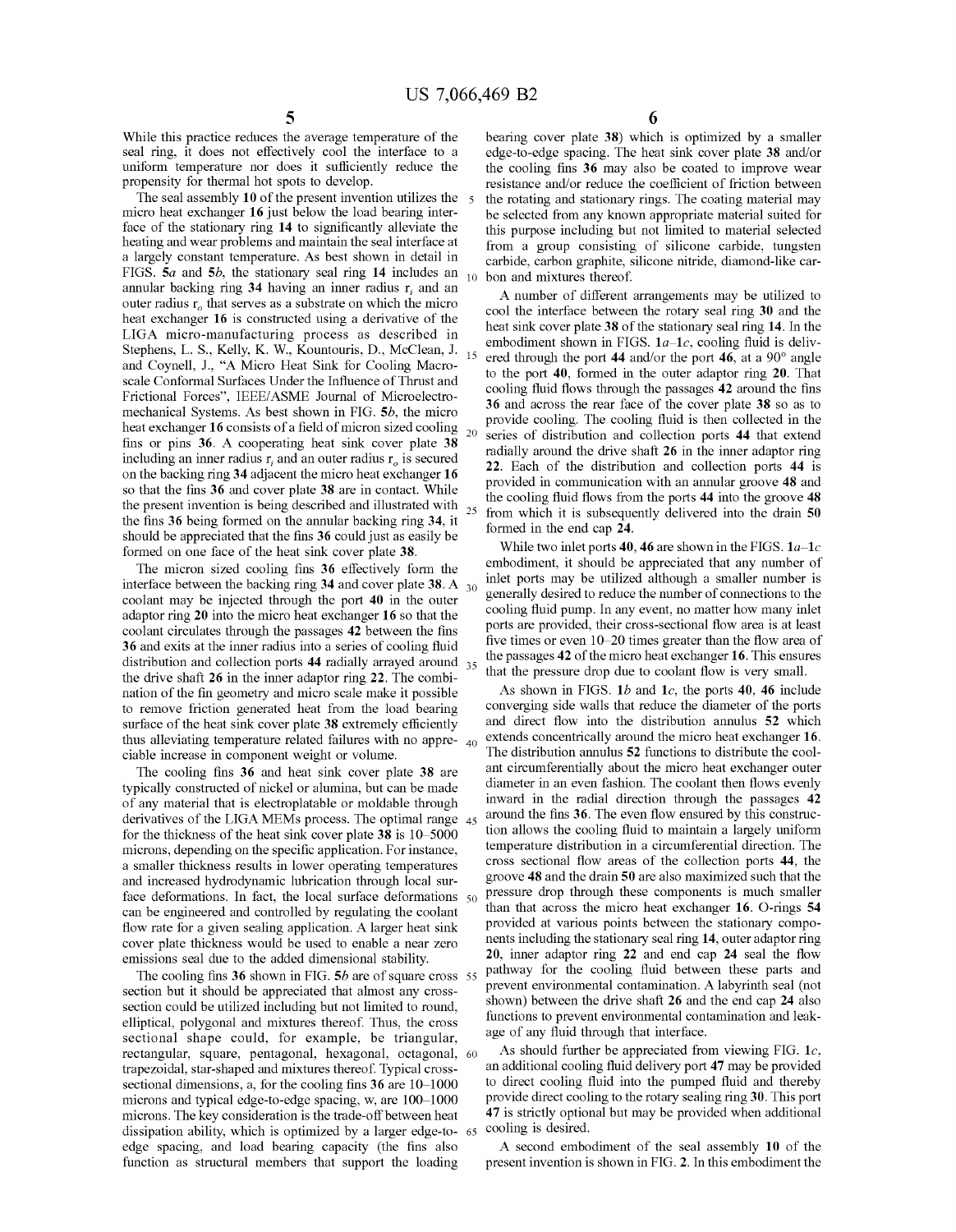While this practice reduces the average temperature of the seal ring, it does not effectively cool the interface to a uniform temperature nor does it sufficiently reduce the propensity for thermal hot spots to develop.

The seal assembly **10** of the present invention utilizes the micro heat exchanger **16** just below the load bearing interface of the stationary ring **14** to significantly alleviate the heating and wear problems and maintain the seal interface at a largely constant temperature. As best shown in detail in FIGS. **5a** and **5b**, the stationary seal ring **14** includes an annular backing ring **34** having an inner radius $r_i$ and an outer radius $r_o$ that serves as a substrate on which the micro heat exchanger **16** is constructed using a derivative of the LIGA micro-manufacturing process as described in Stephens, L. S., Kelly, K. W., Kountouris, D., McClean, J. and Coynell, J., "A Micro Heat Sink for Cooling Macro-scale Conformal Surfaces Under the Influence of Thrust and Frictional Forces", IEEE/ASME Journal of Microelectro-mechanical Systems. As best shown in FIG. **5b**, the micro heat exchanger **16** consists of a field of micron sized cooling fins or pins **36**. A cooperating heat sink cover plate **38** including an inner radius $r_i$ and an outer radius $r_o$ is secured on the backing ring **34** adjacent the micro heat exchanger **16** so that the fins **36** and cover plate **38** are in contact. While the present invention is being described and illustrated with the fins **36** being formed on the annular backing ring **34**, it should be appreciated that the fins **36** could just as easily be formed on one face of the heat sink cover plate **38**.

The micron sized cooling fins **36** effectively form the interface between the backing ring **34** and cover plate **38**. A coolant may be injected through the port **40** in the outer adaptor ring **20** into the micro heat exchanger **16** so that the coolant circulates through the passages **42** between the fins **36** and exits at the inner radius into a series of cooling fluid distribution and collection ports **44** radially arrayed around the drive shaft **26** in the inner adaptor ring **22**. The combination of the fin geometry and micro scale make it possible to remove friction generated heat from the load bearing surface of the heat sink cover plate **38** extremely efficiently thus alleviating temperature related failures with no appreciable increase in component weight or volume.

The cooling fins **36** and heat sink cover plate **38** are typically constructed of nickel or alumina, but can be made of any material that is electroplatable or moldable through derivatives of the LIGA MEMs process. The optimal range for the thickness of the heat sink cover plate **38** is 10–5000 microns, depending on the specific application. For instance, a smaller thickness results in lower operating temperatures and increased hydrodynamic lubrication through local surface deformations. In fact, the local surface deformations can be engineered and controlled by regulating the coolant flow rate for a given sealing application. A larger heat sink cover plate thickness would be used to enable a near zero emissions seal due to the added dimensional stability.

The cooling fins **36** shown in FIG. **5b** are of square cross section but it should be appreciated that almost any cross-section could be utilized including but not limited to round, elliptical, polygonal and mixtures thereof. Thus, the cross sectional shape could, for example, be triangular, rectangular, square, pentagonal, hexagonal, octagonal, trapezoidal, star-shaped and mixtures thereof. Typical cross-sectional dimensions, a, for the cooling fins **36** are 10–1000 microns and typical edge-to-edge spacing, w, are 100–1000 microns. The key consideration is the trade-off between heat dissipation ability, which is optimized by a larger edge-to-edge spacing, and load bearing capacity (the fins also function as structural members that support the loading bearing cover plate **38**) which is optimized by a smaller edge-to-edge spacing. The heat sink cover plate **38** and/or the cooling fins **36** may also be coated to improve wear resistance and/or reduce the coefficient of friction between the rotating and stationary rings. The coating material may be selected from any known appropriate material suited for this purpose including but not limited to material selected from a group consisting of silicone carbide, tungsten carbide, carbon graphite, silicone nitride, diamond-like carbon and mixtures thereof.

A number of different arrangements may be utilized to cool the interface between the rotary seal ring **30** and the heat sink cover plate **38** of the stationary seal ring **14**. In the embodiment shown in FIGS. **1a–1c**, cooling fluid is delivered through the port **44** and/or the port **46**, at a 90° angle to the port **40**, formed in the outer adaptor ring **20**. That cooling fluid flows through the passages **42** around the fins **36** and across the rear face of the cover plate **38** so as to provide cooling. The cooling fluid is then collected in the series of distribution and collection ports **44** that extend radially around the drive shaft **26** in the inner adaptor ring **22**. Each of the distribution and collection ports **44** is provided in communication with an annular groove **48** and the cooling fluid flows from the ports **44** into the groove **48** from which it is subsequently delivered into the drain **50** formed in the end cap **24**.

While two inlet ports **40**, **46** are shown in the FIGS. **1a–1c** embodiment, it should be appreciated that any number of inlet ports may be utilized although a smaller number is generally desired to reduce the number of connections to the cooling fluid pump. In any event, no matter how many inlet ports are provided, their cross-sectional flow area is at least five times or even 10–20 times greater than the flow area of the passages **42** of the micro heat exchanger **16**. This ensures that the pressure drop due to coolant flow is very small.

As shown in FIGS. **1b** and **1c**, the ports **40**, **46** include converging side walls that reduce the diameter of the ports and direct flow into the distribution annulus **52** which extends concentrically around the micro heat exchanger **16**. The distribution annulus **52** functions to distribute the coolant circumferentially about the micro heat exchanger outer diameter in an even fashion. The coolant then flows evenly inward in the radial direction through the passages **42** around the fins **36**. The even flow ensured by this construction allows the cooling fluid to maintain a largely uniform temperature distribution in a circumferential direction. The cross sectional flow areas of the collection ports **44**, the groove **48** and the drain **50** are also maximized such that the pressure drop through these components is much smaller than that across the micro heat exchanger **16**. O-rings **54** provided at various points between the stationary components including the stationary seal ring **14**, outer adaptor ring **20**, inner adaptor ring **22** and end cap **24** seal the flow pathway for the cooling fluid between these parts and prevent environmental contamination. A labyrinth seal (not shown) between the drive shaft **26** and the end cap **24** also functions to prevent environmental contamination and leakage of any fluid through that interface.

As should further be appreciated from viewing FIG. **1c**, an additional cooling fluid delivery port **47** may be provided to direct cooling fluid into the pumped fluid and thereby provide direct cooling to the rotary sealing ring **30**. This port **47** is strictly optional but may be provided when additional cooling is desired.

A second embodiment of the seal assembly **10** of the present invention is shown in FIG. **2**. In this embodiment the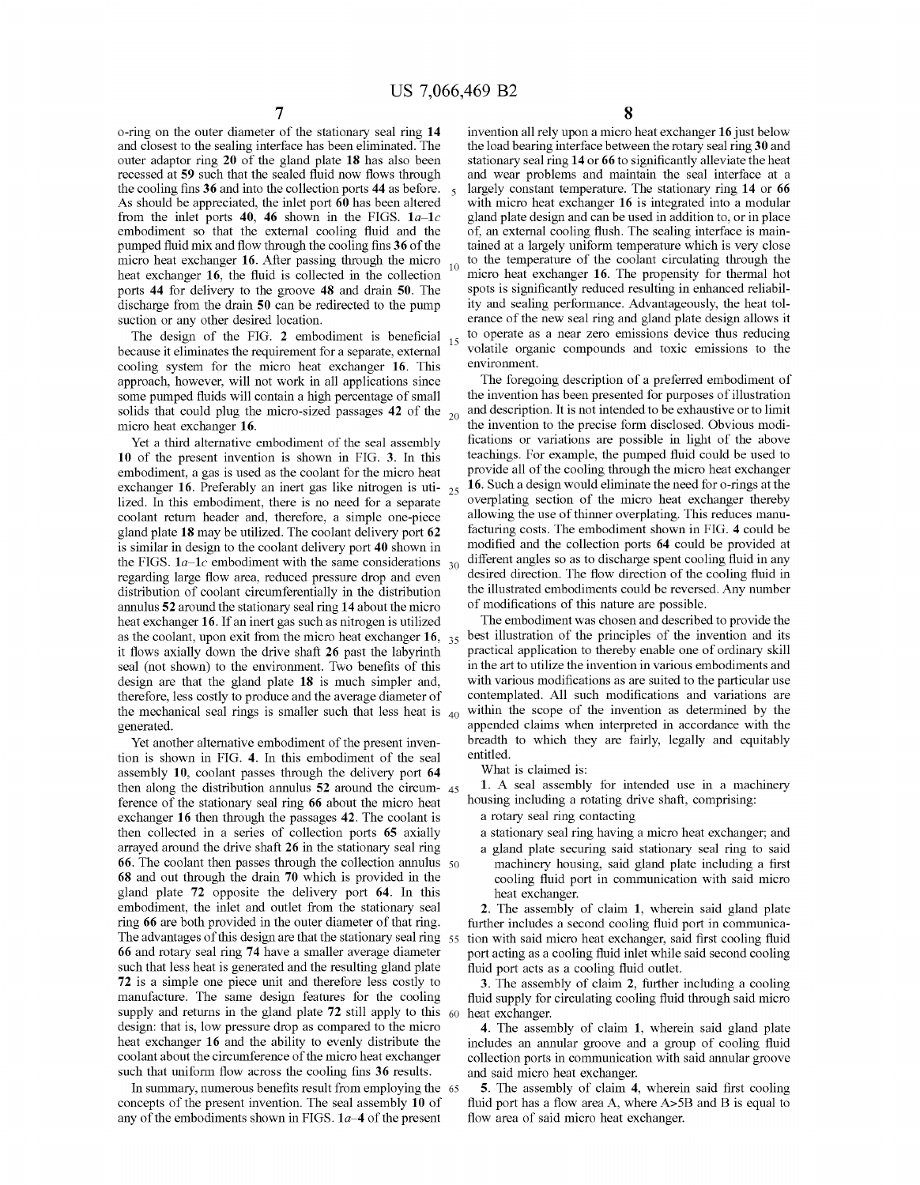o-ring on the outer diameter of the stationary seal ring **14** and closest to the sealing interface has been eliminated. The outer adaptor ring **20** of the gland plate **18** has also been recessed at **59** such that the sealed fluid now flows through the cooling fins **36** and into the collection ports **44** as before. As should be appreciated, the inlet port **60** has been altered from the inlet ports **40**, **46** shown in the FIGS. **1a–1c** embodiment so that the external cooling fluid and the pumped fluid mix and flow through the cooling fins **36** of the micro heat exchanger **16**. After passing through the micro heat exchanger **16**, the fluid is collected in the collection ports **44** for delivery to the groove **48** and drain **50**. The discharge from the drain **50** can be redirected to the pump suction or any other desired location.

The design of the FIG. **2** embodiment is beneficial because it eliminates the requirement for a separate, external cooling system for the micro heat exchanger **16**. This approach, however, will not work in all applications since some pumped fluids will contain a high percentage of small solids that could plug the micro-sized passages **42** of the micro heat exchanger **16**.

Yet a third alternative embodiment of the seal assembly **10** of the present invention is shown in FIG. **3**. In this embodiment, a gas is used as the coolant for the micro heat exchanger **16**. Preferably an inert gas like nitrogen is utilized. In this embodiment, there is no need for a separate coolant return header and, therefore, a simple one-piece gland plate **18** may be utilized. The coolant delivery port **62** is similar in design to the coolant delivery port **40** shown in the FIGS. **1a–1c** embodiment with the same considerations regarding large flow area, reduced pressure drop and even distribution of coolant circumferentially in the distribution annulus **52** around the stationary seal ring **14** about the micro heat exchanger **16**. If an inert gas such as nitrogen is utilized as the coolant, upon exit from the micro heat exchanger **16**, it flows axially down the drive shaft **26** past the labyrinth seal (not shown) to the environment. Two benefits of this design are that the gland plate **18** is much simpler and, therefore, less costly to produce and the average diameter of the mechanical seal rings is smaller such that less heat is generated.

Yet another alternative embodiment of the present invention is shown in FIG. **4**. In this embodiment of the seal assembly **10**, coolant passes through the delivery port **64** then along the distribution annulus **52** around the circumference of the stationary seal ring **66** about the micro heat exchanger **16** then through the passages **42**. The coolant is then collected in a series of collection ports **65** axially arrayed around the drive shaft **26** in the stationary seal ring **66**. The coolant then passes through the collection annulus **68** and out through the drain **70** which is provided in the gland plate **72** opposite the delivery port **64**. In this embodiment, the inlet and outlet from the stationary seal ring **66** are both provided in the outer diameter of that ring. The advantages of this design are that the stationary seal ring **66** and rotary seal ring **74** have a smaller average diameter such that less heat is generated and the resulting gland plate **72** is a simple one piece unit and therefore less costly to manufacture. The same design features for the cooling supply and returns in the gland plate **72** still apply to this design: that is, low pressure drop as compared to the micro heat exchanger **16** and the ability to evenly distribute the coolant about the circumference of the micro heat exchanger such that uniform flow across the cooling fins **36** results.

In summary, numerous benefits result from employing the concepts of the present invention. The seal assembly **10** of any of the embodiments shown in FIGS. **1a–4** of the present invention all rely upon a micro heat exchanger **16** just below the load bearing interface between the rotary seal ring **30** and stationary seal ring **14** or **66** to significantly alleviate the heat and wear problems and maintain the seal interface at a largely constant temperature. The stationary ring **14** or **66** with micro heat exchanger **16** is integrated into a modular gland plate design and can be used in addition to, or in place of, an external cooling flush. The sealing interface is maintained at a largely uniform temperature which is very close to the temperature of the coolant circulating through the micro heat exchanger **16**. The propensity for thermal hot spots is significantly reduced resulting in enhanced reliability and sealing performance. Advantageously, the heat tolerance of the new seal ring and gland plate design allows it to operate as a near zero emissions device thus reducing volatile organic compounds and toxic emissions to the environment.

The foregoing description of a preferred embodiment of the invention has been presented for purposes of illustration and description. It is not intended to be exhaustive or to limit the invention to the precise form disclosed. Obvious modifications or variations are possible in light of the above teachings. For example, the pumped fluid could be used to provide all of the cooling through the micro heat exchanger **16**. Such a design would eliminate the need for o-rings at the overplating section of the micro heat exchanger thereby allowing the use of thinner overplating. This reduces manufacturing costs. The embodiment shown in FIG. **4** could be modified and the collection ports **64** could be provided at different angles so as to discharge spent cooling fluid in any desired direction. The flow direction of the cooling fluid in the illustrated embodiments could be reversed. Any number of modifications of this nature are possible.

The embodiment was chosen and described to provide the best illustration of the principles of the invention and its practical application to thereby enable one of ordinary skill in the art to utilize the invention in various embodiments and with various modifications as are suited to the particular use contemplated. All such modifications and variations are within the scope of the invention as determined by the appended claims when interpreted in accordance with the breadth to which they are fairly, legally and equitably entitled.

What is claimed is:

1. A seal assembly for intended use in a machinery housing including a rotating drive shaft, comprising:
   - a rotary seal ring contacting
   - a stationary seal ring having a micro heat exchanger; and
   - a gland plate securing said stationary seal ring to said machinery housing, said gland plate including a first cooling fluid port in communication with said micro heat exchanger.

2. The assembly of claim **1**, wherein said gland plate further includes a second cooling fluid port in communication with said micro heat exchanger, said first cooling fluid port acting as a cooling fluid inlet while said second cooling fluid port acts as a cooling fluid outlet.

3. The assembly of claim **2**, further including a cooling fluid supply for circulating cooling fluid through said micro heat exchanger.

4. The assembly of claim **1**, wherein said gland plate includes an annular groove and a group of cooling fluid collection ports in communication with said annular groove and said micro heat exchanger.

5. The assembly of claim **4**, wherein said first cooling fluid port has a flow area A, where $A>5B$ and B is equal to flow area of said micro heat exchanger.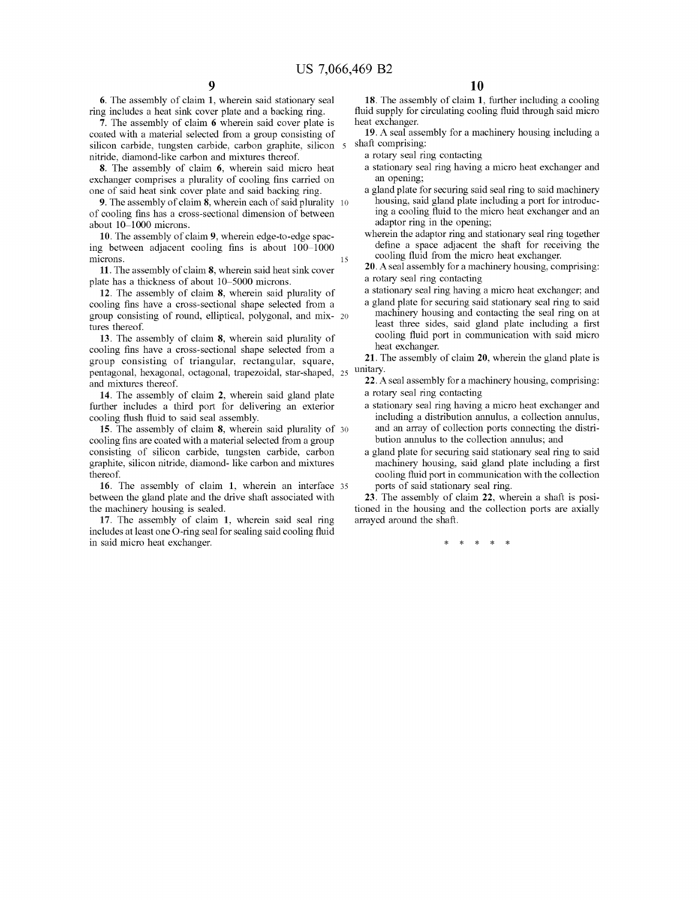6. The assembly of claim 1, wherein said stationary seal ring includes a heat sink cover plate and a backing ring.

7. The assembly of claim 6 wherein said cover plate is coated with a material selected from a group consisting of silicon carbide, tungsten carbide, carbon graphite, silicon nitride, diamond-like carbon and mixtures thereof.

8. The assembly of claim 6, wherein said micro heat exchanger comprises a plurality of cooling fins carried on one of said heat sink cover plate and said backing ring.

9. The assembly of claim 8, wherein each of said plurality of cooling fins has a cross-sectional dimension of between about 10–1000 microns.

10. The assembly of claim 9, wherein edge-to-edge spacing between adjacent cooling fins is about 100–1000 microns.

11. The assembly of claim 8, wherein said heat sink cover plate has a thickness of about 10–5000 microns.

12. The assembly of claim 8, wherein said plurality of cooling fins have a cross-sectional shape selected from a group consisting of round, elliptical, polygonal, and mixtures thereof.

13. The assembly of claim 8, wherein said plurality of cooling fins have a cross-sectional shape selected from a group consisting of triangular, rectangular, square, pentagonal, hexagonal, octagonal, trapezoidal, star-shaped, and mixtures thereof.

14. The assembly of claim 2, wherein said gland plate further includes a third port for delivering an exterior cooling flush fluid to said seal assembly.

15. The assembly of claim 8, wherein said plurality of cooling fins are coated with a material selected from a group consisting of silicon carbide, tungsten carbide, carbon graphite, silicon nitride, diamond- like carbon and mixtures thereof.

16. The assembly of claim 1, wherein an interface between the gland plate and the drive shaft associated with the machinery housing is sealed.

17. The assembly of claim 1, wherein said seal ring includes at least one O-ring seal for sealing said cooling fluid in said micro heat exchanger.

18. The assembly of claim 1, further including a cooling fluid supply for circulating cooling fluid through said micro heat exchanger.

19. A seal assembly for a machinery housing including a shaft comprising:

a rotary seal ring contacting

a stationary seal ring having a micro heat exchanger and an opening;

a gland plate for securing said seal ring to said machinery housing, said gland plate including a port for introducing a cooling fluid to the micro heat exchanger and an adaptor ring in the opening;

wherein the adaptor ring and stationary seal ring together define a space adjacent the shaft for receiving the cooling fluid from the micro heat exchanger.

20. A seal assembly for a machinery housing, comprising:

a rotary seal ring contacting

a stationary seal ring having a micro heat exchanger; and

a gland plate for securing said stationary seal ring to said machinery housing and contacting the seal ring on at least three sides, said gland plate including a first cooling fluid port in communication with said micro heat exchanger.

21. The assembly of claim 20, wherein the gland plate is unitary.

22. A seal assembly for a machinery housing, comprising:

a rotary seal ring contacting

a stationary seal ring having a micro heat exchanger and including a distribution annulus, a collection annulus, and an array of collection ports connecting the distribution annulus to the collection annulus; and

a gland plate for securing said stationary seal ring to said machinery housing, said gland plate including a first cooling fluid port in communication with the collection ports of said stationary seal ring.

23. The assembly of claim 22, wherein a shaft is positioned in the housing and the collection ports are axially arrayed around the shaft.

* * * * *